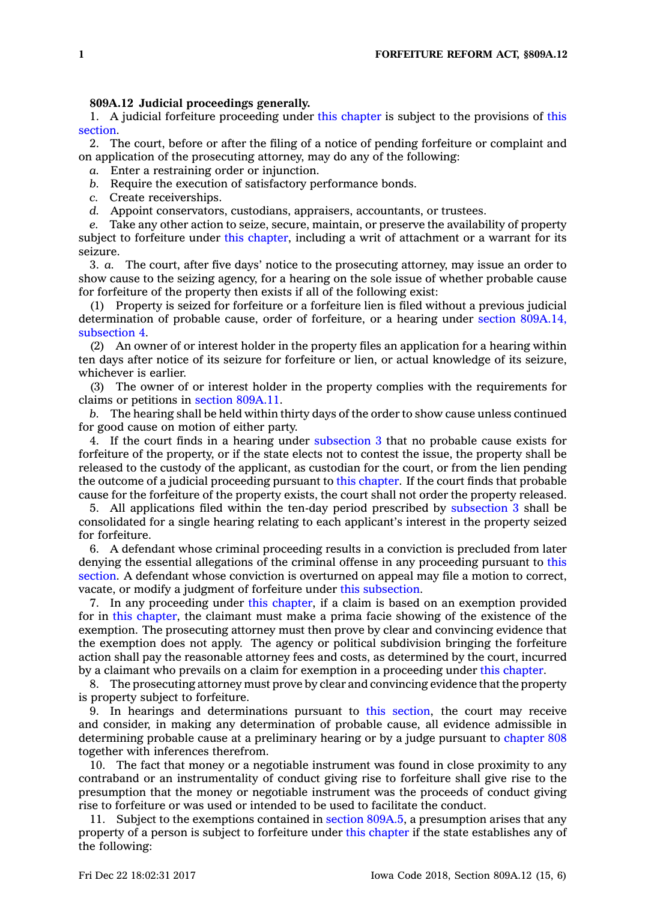**809A.12 Judicial proceedings generally.**

1. A judicial forfeiture proceeding under this chapter is subject to the provisions of this section.

2. The court, before or after the filing of a notice of pending forfeiture or complaint and on application of the prosecuting attorney, may do any of the following:

*a.* Enter a restraining order or injunction.

*b.* Require the execution of satisfactory performance bonds.

*c.* Create receiverships.

*d.* Appoint conservators, custodians, appraisers, accountants, or trustees.

*e.* Take any other action to seize, secure, maintain, or preserve the availability of property subject to forfeiture under this chapter, including a writ of attachment or a warrant for its seizure.

3. *a.* The court, after five days' notice to the prosecuting attorney, may issue an order to show cause to the seizing agency, for a hearing on the sole issue of whether probable cause for forfeiture of the property then exists if all of the following exist:

(1) Property is seized for forfeiture or a forfeiture lien is filed without a previous judicial determination of probable cause, order of forfeiture, or a hearing under section 809A.14, subsection 4.

(2) An owner of or interest holder in the property files an application for a hearing within ten days after notice of its seizure for forfeiture or lien, or actual knowledge of its seizure, whichever is earlier.

(3) The owner of or interest holder in the property complies with the requirements for claims or petitions in section 809A.11.

*b.* The hearing shall be held within thirty days of the order to show cause unless continued for good cause on motion of either party.

4. If the court finds in a hearing under subsection 3 that no probable cause exists for forfeiture of the property, or if the state elects not to contest the issue, the property shall be released to the custody of the applicant, as custodian for the court, or from the lien pending the outcome of a judicial proceeding pursuant to this chapter. If the court finds that probable cause for the forfeiture of the property exists, the court shall not order the property released.

5. All applications filed within the ten-day period prescribed by subsection 3 shall be consolidated for a single hearing relating to each applicant's interest in the property seized for forfeiture.

6. A defendant whose criminal proceeding results in a conviction is precluded from later denying the essential allegations of the criminal offense in any proceeding pursuant to this section. A defendant whose conviction is overturned on appeal may file a motion to correct, vacate, or modify a judgment of forfeiture under this subsection.

7. In any proceeding under this chapter, if a claim is based on an exemption provided for in this chapter, the claimant must make a prima facie showing of the existence of the exemption. The prosecuting attorney must then prove by clear and convincing evidence that the exemption does not apply. The agency or political subdivision bringing the forfeiture action shall pay the reasonable attorney fees and costs, as determined by the court, incurred by a claimant who prevails on a claim for exemption in a proceeding under this chapter.

8. The prosecuting attorney must prove by clear and convincing evidence that the property is property subject to forfeiture.

9. In hearings and determinations pursuant to this section, the court may receive and consider, in making any determination of probable cause, all evidence admissible in determining probable cause at a preliminary hearing or by a judge pursuant to chapter 808 together with inferences therefrom.

10. The fact that money or a negotiable instrument was found in close proximity to any contraband or an instrumentality of conduct giving rise to forfeiture shall give rise to the presumption that the money or negotiable instrument was the proceeds of conduct giving rise to forfeiture or was used or intended to be used to facilitate the conduct.

11. Subject to the exemptions contained in section 809A.5, a presumption arises that any property of a person is subject to forfeiture under this chapter if the state establishes any of the following: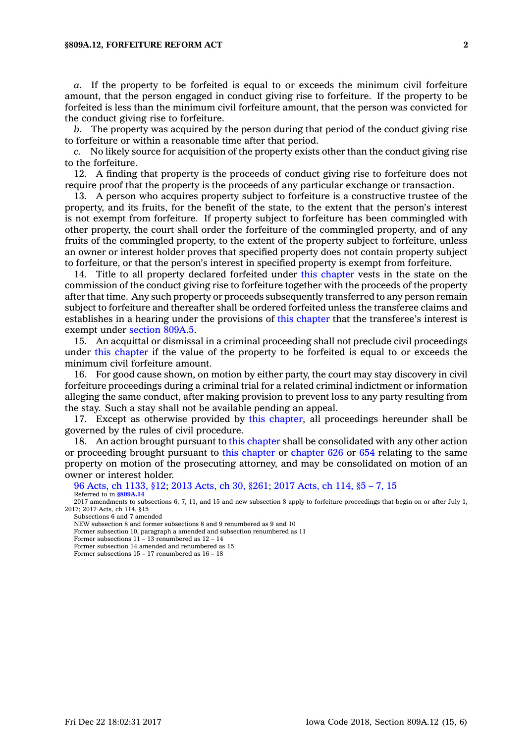*a.* If the property to be forfeited is equal to or exceeds the minimum civil forfeiture amount, that the person engaged in conduct giving rise to forfeiture. If the property to be forfeited is less than the minimum civil forfeiture amount, that the person was convicted for the conduct giving rise to forfeiture.

*b.* The property was acquired by the person during that period of the conduct giving rise to forfeiture or within a reasonable time after that period.

*c.* No likely source for acquisition of the property exists other than the conduct giving rise to the forfeiture.

12. A finding that property is the proceeds of conduct giving rise to forfeiture does not require proof that the property is the proceeds of any particular exchange or transaction.

13. A person who acquires property subject to forfeiture is a constructive trustee of the property, and its fruits, for the benefit of the state, to the extent that the person's interest is not exempt from forfeiture. If property subject to forfeiture has been commingled with other property, the court shall order the forfeiture of the commingled property, and of any fruits of the commingled property, to the extent of the property subject to forfeiture, unless an owner or interest holder proves that specified property does not contain property subject to forfeiture, or that the person's interest in specified property is exempt from forfeiture.

14. Title to all property declared forfeited under this chapter vests in the state on the commission of the conduct giving rise to forfeiture together with the proceeds of the property after that time. Any such property or proceeds subsequently transferred to any person remain subject to forfeiture and thereafter shall be ordered forfeited unless the transferee claims and establishes in a hearing under the provisions of this chapter that the transferee's interest is exempt under section 809A.5.

15. An acquittal or dismissal in a criminal proceeding shall not preclude civil proceedings under this chapter if the value of the property to be forfeited is equal to or exceeds the minimum civil forfeiture amount.

16. For good cause shown, on motion by either party, the court may stay discovery in civil forfeiture proceedings during a criminal trial for a related criminal indictment or information alleging the same conduct, after making provision to prevent loss to any party resulting from the stay. Such a stay shall not be available pending an appeal.

17. Except as otherwise provided by this chapter, all proceedings hereunder shall be governed by the rules of civil procedure.

18. An action brought pursuant to this chapter shall be consolidated with any other action or proceeding brought pursuant to this chapter or chapter 626 or 654 relating to the same property on motion of the prosecuting attorney, and may be consolidated on motion of an owner or interest holder.

96 Acts, ch 1133, §12; 2013 Acts, ch 30, §261; 2017 Acts, ch 114, §5 – 7, 15

Referred to in **§809A.14**

2017 amendments to subsections 6, 7, 11, and 15 and new subsection 8 apply to forfeiture proceedings that begin on or after July 1, 2017; 2017 Acts, ch 114, §15

Subsections 6 and 7 amended

NEW subsection 8 and former subsections 8 and 9 renumbered as 9 and 10

Former subsection 10, paragraph a amended and subsection renumbered as 11

Former subsections 11 – 13 renumbered as 12 – 14

Former subsection 14 amended and renumbered as 15

Former subsections 15 – 17 renumbered as 16 – 18